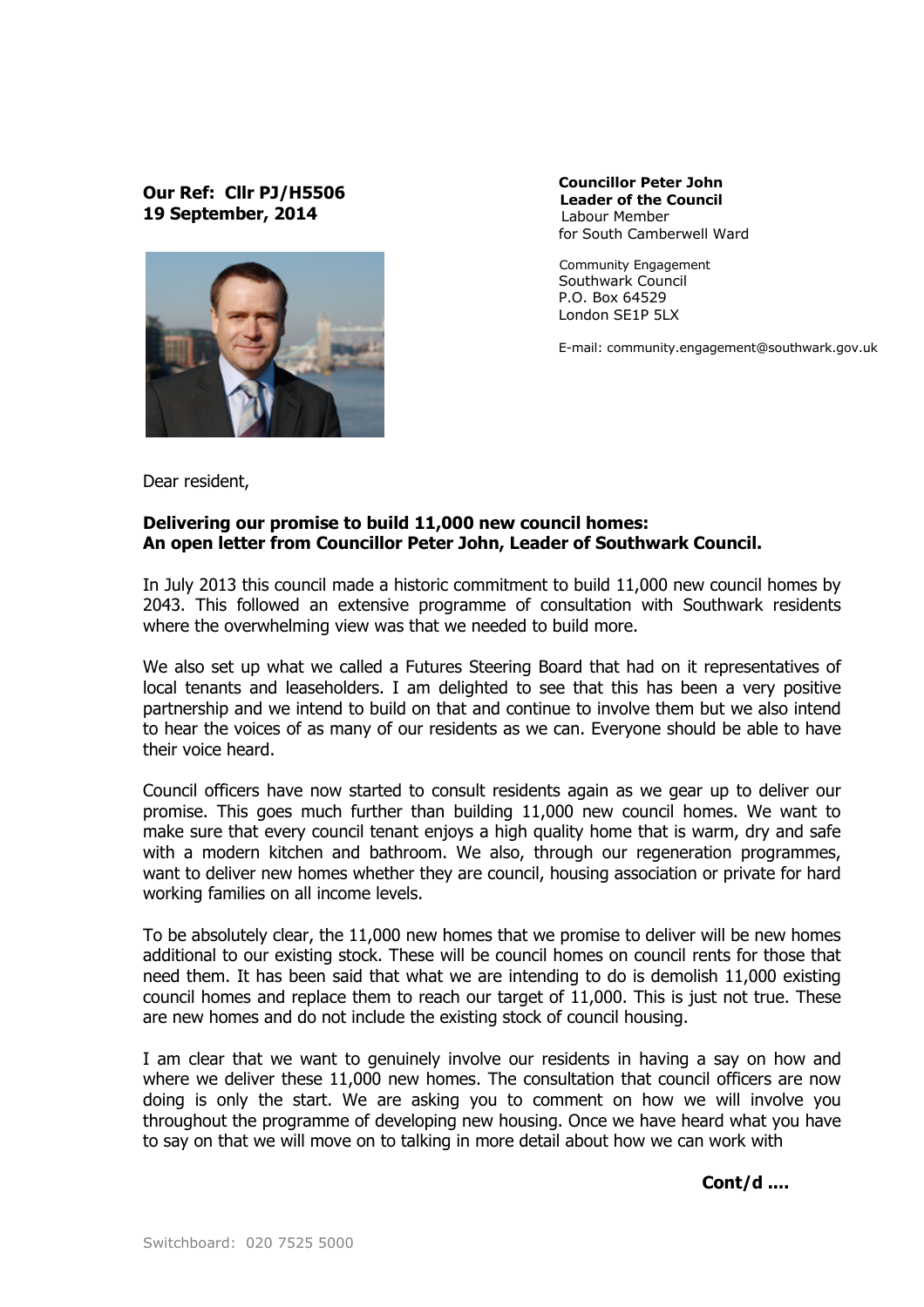**Our Ref: Cllr PJ/H5506**
**19 September, 2014**

**Councillor Peter John**
**Leader of the Council**
Labour Member
for South Camberwell Ward

Community Engagement
Southwark Council
P.O. Box 64529
London SE1P 5LX

E-mail: community.engagement@southwark.gov.uk

Dear resident,

**Delivering our promise to build 11,000 new council homes:**
**An open letter from Councillor Peter John, Leader of Southwark Council.**

In July 2013 this council made a historic commitment to build 11,000 new council homes by 2043. This followed an extensive programme of consultation with Southwark residents where the overwhelming view was that we needed to build more.

We also set up what we called a Futures Steering Board that had on it representatives of local tenants and leaseholders. I am delighted to see that this has been a very positive partnership and we intend to build on that and continue to involve them but we also intend to hear the voices of as many of our residents as we can. Everyone should be able to have their voice heard.

Council officers have now started to consult residents again as we gear up to deliver our promise. This goes much further than building 11,000 new council homes. We want to make sure that every council tenant enjoys a high quality home that is warm, dry and safe with a modern kitchen and bathroom. We also, through our regeneration programmes, want to deliver new homes whether they are council, housing association or private for hard working families on all income levels.

To be absolutely clear, the 11,000 new homes that we promise to deliver will be new homes additional to our existing stock. These will be council homes on council rents for those that need them. It has been said that what we are intending to do is demolish 11,000 existing council homes and replace them to reach our target of 11,000. This is just not true. These are new homes and do not include the existing stock of council housing.

I am clear that we want to genuinely involve our residents in having a say on how and where we deliver these 11,000 new homes. The consultation that council officers are now doing is only the start. We are asking you to comment on how we will involve you throughout the programme of developing new housing. Once we have heard what you have to say on that we will move on to talking in more detail about how we can work with

**Cont/d ....**

Switchboard: 020 7525 5000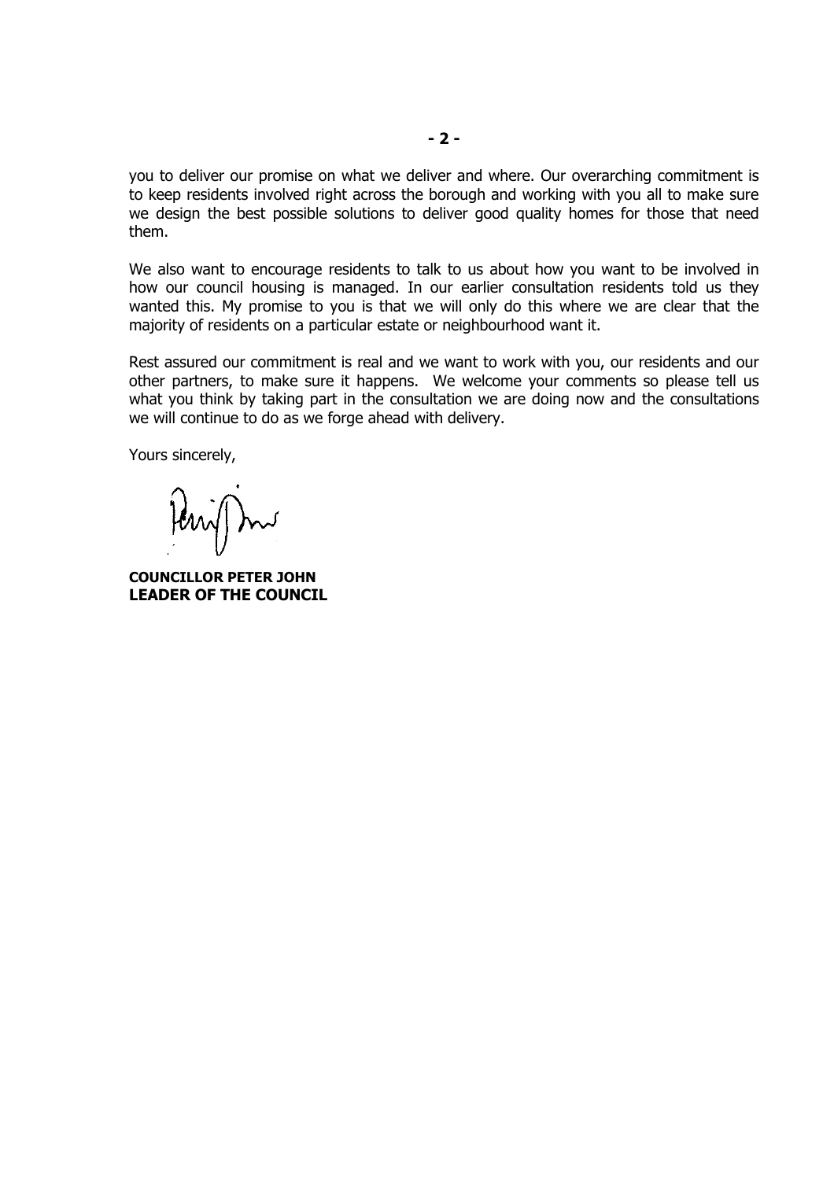you to deliver our promise on what we deliver and where. Our overarching commitment is to keep residents involved right across the borough and working with you all to make sure we design the best possible solutions to deliver good quality homes for those that need them.

We also want to encourage residents to talk to us about how you want to be involved in how our council housing is managed. In our earlier consultation residents told us they wanted this. My promise to you is that we will only do this where we are clear that the majority of residents on a particular estate or neighbourhood want it.

Rest assured our commitment is real and we want to work with you, our residents and our other partners, to make sure it happens. We welcome your comments so please tell us what you think by taking part in the consultation we are doing now and the consultations we will continue to do as we forge ahead with delivery.

Yours sincerely,

**COUNCILLOR PETER JOHN**
**LEADER OF THE COUNCIL**